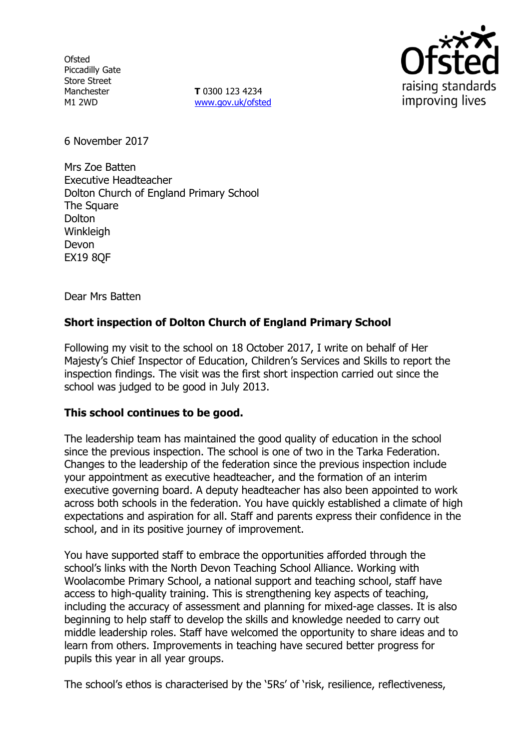Ofsted
Piccadilly Gate
Store Street
Manchester
M1 2WD

**T** 0300 123 4234
www.gov.uk/ofsted

6 November 2017

Mrs Zoe Batten
Executive Headteacher
Dolton Church of England Primary School
The Square
Dolton
Winkleigh
Devon
EX19 8QF

Dear Mrs Batten

**Short inspection of Dolton Church of England Primary School**

Following my visit to the school on 18 October 2017, I write on behalf of Her Majesty's Chief Inspector of Education, Children's Services and Skills to report the inspection findings. The visit was the first short inspection carried out since the school was judged to be good in July 2013.

**This school continues to be good.**

The leadership team has maintained the good quality of education in the school since the previous inspection. The school is one of two in the Tarka Federation. Changes to the leadership of the federation since the previous inspection include your appointment as executive headteacher, and the formation of an interim executive governing board. A deputy headteacher has also been appointed to work across both schools in the federation. You have quickly established a climate of high expectations and aspiration for all. Staff and parents express their confidence in the school, and in its positive journey of improvement.

You have supported staff to embrace the opportunities afforded through the school's links with the North Devon Teaching School Alliance. Working with Woolacombe Primary School, a national support and teaching school, staff have access to high-quality training. This is strengthening key aspects of teaching, including the accuracy of assessment and planning for mixed-age classes. It is also beginning to help staff to develop the skills and knowledge needed to carry out middle leadership roles. Staff have welcomed the opportunity to share ideas and to learn from others. Improvements in teaching have secured better progress for pupils this year in all year groups.

The school's ethos is characterised by the '5Rs' of 'risk, resilience, reflectiveness,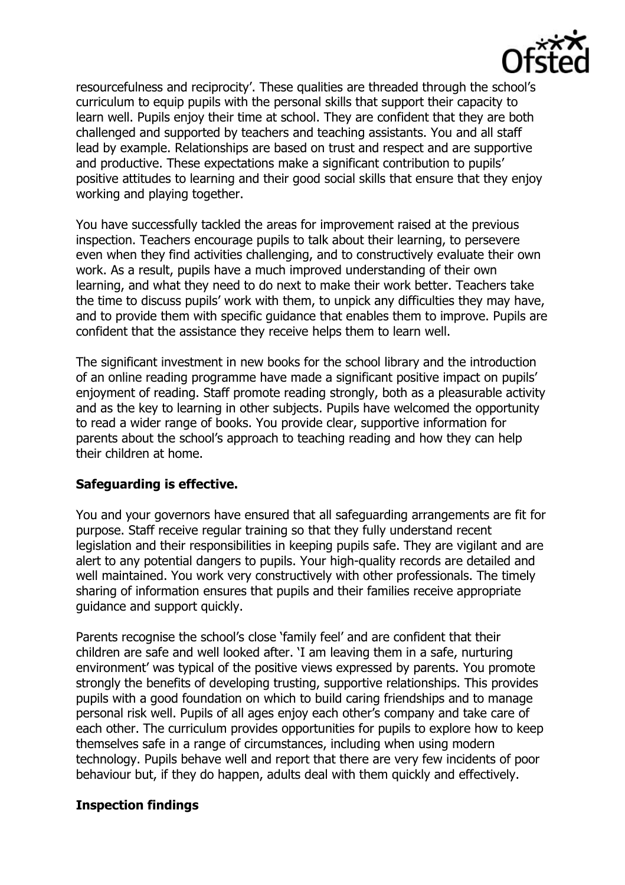resourcefulness and reciprocity'. These qualities are threaded through the school's curriculum to equip pupils with the personal skills that support their capacity to learn well. Pupils enjoy their time at school. They are confident that they are both challenged and supported by teachers and teaching assistants. You and all staff lead by example. Relationships are based on trust and respect and are supportive and productive. These expectations make a significant contribution to pupils' positive attitudes to learning and their good social skills that ensure that they enjoy working and playing together.

You have successfully tackled the areas for improvement raised at the previous inspection. Teachers encourage pupils to talk about their learning, to persevere even when they find activities challenging, and to constructively evaluate their own work. As a result, pupils have a much improved understanding of their own learning, and what they need to do next to make their work better. Teachers take the time to discuss pupils' work with them, to unpick any difficulties they may have, and to provide them with specific guidance that enables them to improve. Pupils are confident that the assistance they receive helps them to learn well.

The significant investment in new books for the school library and the introduction of an online reading programme have made a significant positive impact on pupils' enjoyment of reading. Staff promote reading strongly, both as a pleasurable activity and as the key to learning in other subjects. Pupils have welcomed the opportunity to read a wider range of books. You provide clear, supportive information for parents about the school's approach to teaching reading and how they can help their children at home.

## Safeguarding is effective.

You and your governors have ensured that all safeguarding arrangements are fit for purpose. Staff receive regular training so that they fully understand recent legislation and their responsibilities in keeping pupils safe. They are vigilant and are alert to any potential dangers to pupils. Your high-quality records are detailed and well maintained. You work very constructively with other professionals. The timely sharing of information ensures that pupils and their families receive appropriate guidance and support quickly.

Parents recognise the school's close 'family feel' and are confident that their children are safe and well looked after. 'I am leaving them in a safe, nurturing environment' was typical of the positive views expressed by parents. You promote strongly the benefits of developing trusting, supportive relationships. This provides pupils with a good foundation on which to build caring friendships and to manage personal risk well. Pupils of all ages enjoy each other's company and take care of each other. The curriculum provides opportunities for pupils to explore how to keep themselves safe in a range of circumstances, including when using modern technology. Pupils behave well and report that there are very few incidents of poor behaviour but, if they do happen, adults deal with them quickly and effectively.

## Inspection findings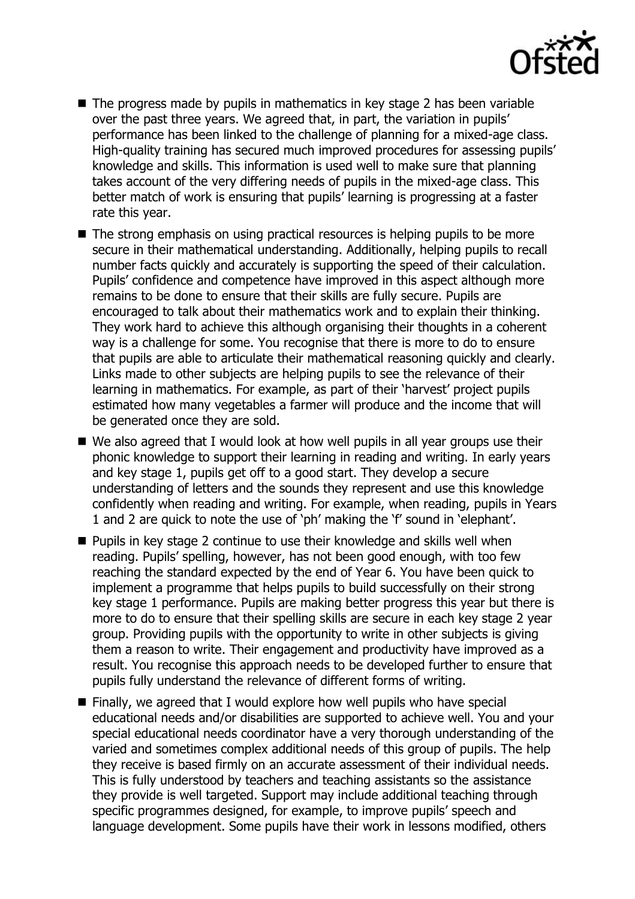- The progress made by pupils in mathematics in key stage 2 has been variable over the past three years. We agreed that, in part, the variation in pupils' performance has been linked to the challenge of planning for a mixed-age class. High-quality training has secured much improved procedures for assessing pupils' knowledge and skills. This information is used well to make sure that planning takes account of the very differing needs of pupils in the mixed-age class. This better match of work is ensuring that pupils' learning is progressing at a faster rate this year.
- The strong emphasis on using practical resources is helping pupils to be more secure in their mathematical understanding. Additionally, helping pupils to recall number facts quickly and accurately is supporting the speed of their calculation. Pupils' confidence and competence have improved in this aspect although more remains to be done to ensure that their skills are fully secure. Pupils are encouraged to talk about their mathematics work and to explain their thinking. They work hard to achieve this although organising their thoughts in a coherent way is a challenge for some. You recognise that there is more to do to ensure that pupils are able to articulate their mathematical reasoning quickly and clearly. Links made to other subjects are helping pupils to see the relevance of their learning in mathematics. For example, as part of their 'harvest' project pupils estimated how many vegetables a farmer will produce and the income that will be generated once they are sold.
- We also agreed that I would look at how well pupils in all year groups use their phonic knowledge to support their learning in reading and writing. In early years and key stage 1, pupils get off to a good start. They develop a secure understanding of letters and the sounds they represent and use this knowledge confidently when reading and writing. For example, when reading, pupils in Years 1 and 2 are quick to note the use of 'ph' making the 'f' sound in 'elephant'.
- Pupils in key stage 2 continue to use their knowledge and skills well when reading. Pupils' spelling, however, has not been good enough, with too few reaching the standard expected by the end of Year 6. You have been quick to implement a programme that helps pupils to build successfully on their strong key stage 1 performance. Pupils are making better progress this year but there is more to do to ensure that their spelling skills are secure in each key stage 2 year group. Providing pupils with the opportunity to write in other subjects is giving them a reason to write. Their engagement and productivity have improved as a result. You recognise this approach needs to be developed further to ensure that pupils fully understand the relevance of different forms of writing.
- Finally, we agreed that I would explore how well pupils who have special educational needs and/or disabilities are supported to achieve well. You and your special educational needs coordinator have a very thorough understanding of the varied and sometimes complex additional needs of this group of pupils. The help they receive is based firmly on an accurate assessment of their individual needs. This is fully understood by teachers and teaching assistants so the assistance they provide is well targeted. Support may include additional teaching through specific programmes designed, for example, to improve pupils' speech and language development. Some pupils have their work in lessons modified, others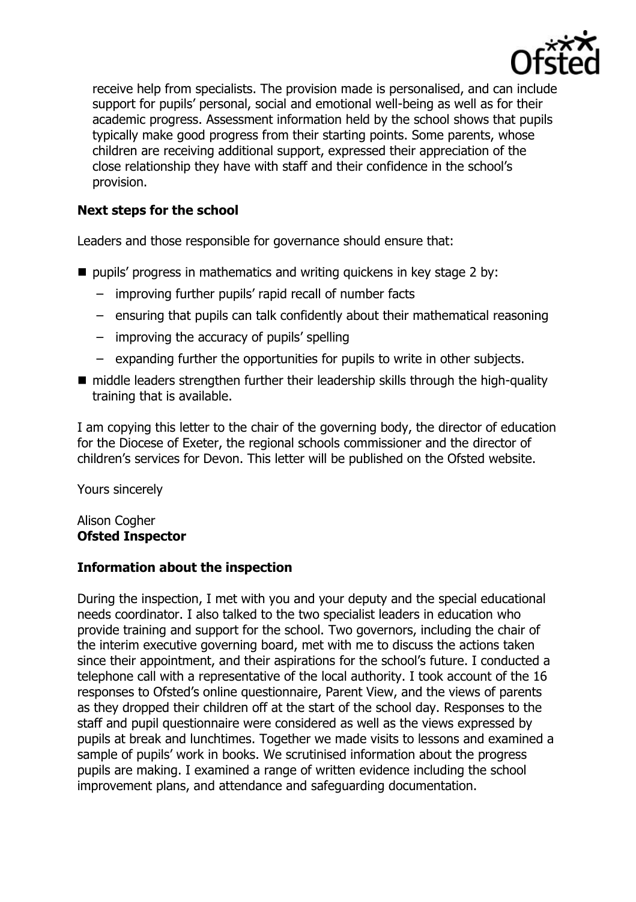receive help from specialists. The provision made is personalised, and can include support for pupils' personal, social and emotional well-being as well as for their academic progress. Assessment information held by the school shows that pupils typically make good progress from their starting points. Some parents, whose children are receiving additional support, expressed their appreciation of the close relationship they have with staff and their confidence in the school's provision.

### Next steps for the school

Leaders and those responsible for governance should ensure that:

- pupils' progress in mathematics and writing quickens in key stage 2 by:
  - improving further pupils' rapid recall of number facts
  - ensuring that pupils can talk confidently about their mathematical reasoning
  - improving the accuracy of pupils' spelling
  - expanding further the opportunities for pupils to write in other subjects.
- middle leaders strengthen further their leadership skills through the high-quality training that is available.

I am copying this letter to the chair of the governing body, the director of education for the Diocese of Exeter, the regional schools commissioner and the director of children's services for Devon. This letter will be published on the Ofsted website.

Yours sincerely

Alison Cogher
**Ofsted Inspector**

### Information about the inspection

During the inspection, I met with you and your deputy and the special educational needs coordinator. I also talked to the two specialist leaders in education who provide training and support for the school. Two governors, including the chair of the interim executive governing board, met with me to discuss the actions taken since their appointment, and their aspirations for the school's future. I conducted a telephone call with a representative of the local authority. I took account of the 16 responses to Ofsted's online questionnaire, Parent View, and the views of parents as they dropped their children off at the start of the school day. Responses to the staff and pupil questionnaire were considered as well as the views expressed by pupils at break and lunchtimes. Together we made visits to lessons and examined a sample of pupils' work in books. We scrutinised information about the progress pupils are making. I examined a range of written evidence including the school improvement plans, and attendance and safeguarding documentation.